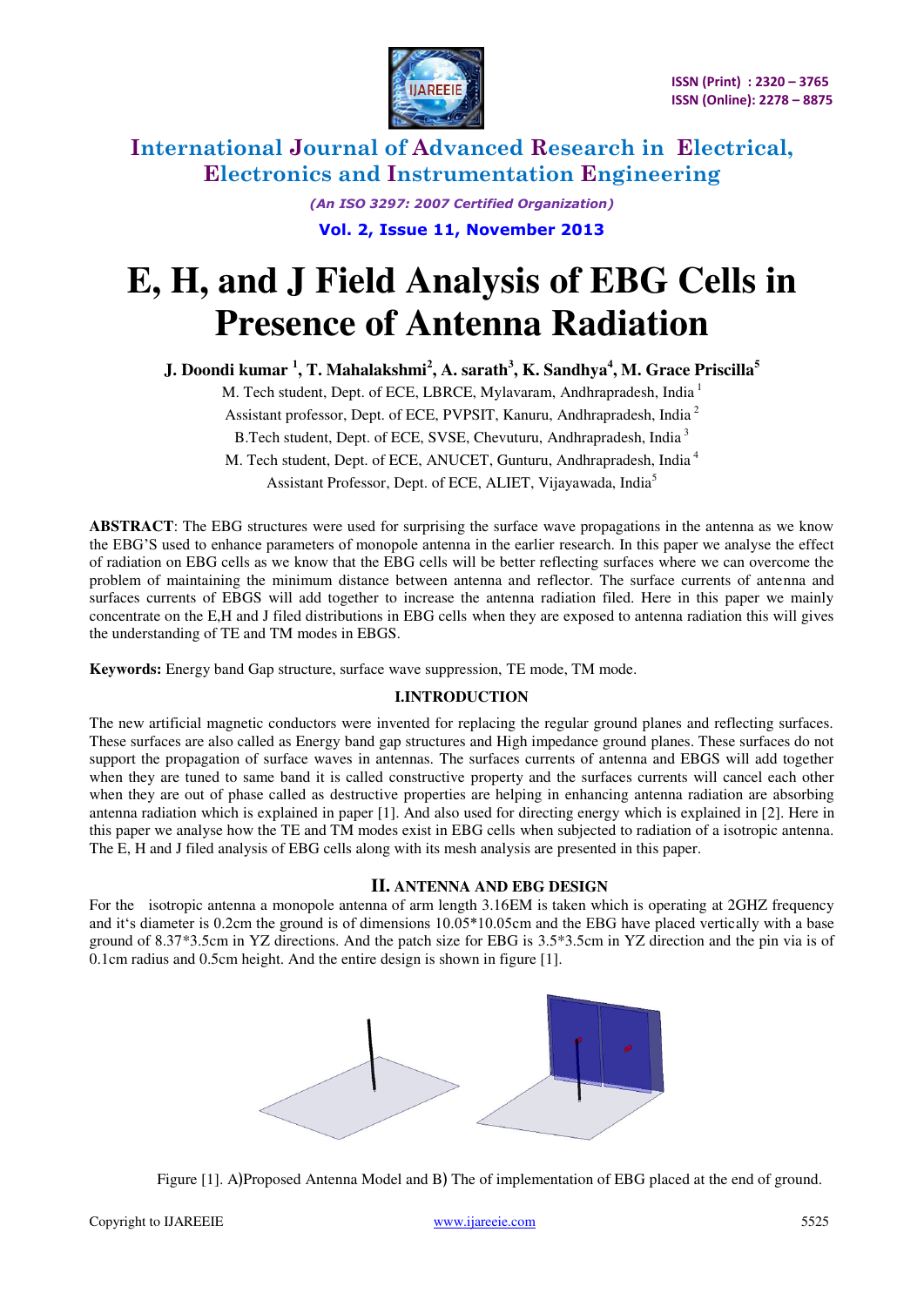# E, H, and J Field Analysis of EBG Cells in Presence of Antenna Radiation

**J. Doondi kumar [1], T. Mahalakshmi[2], A. sarath[3], K. Sandhya[4], M. Grace Priscilla[5]**

M. Tech student, Dept. of ECE, LBRCE, Mylavaram, Andhrapradesh, India [1]

Assistant professor, Dept. of ECE, PVPSIT, Kanuru, Andhrapradesh, India [2]

B.Tech student, Dept. of ECE, SVSE, Chevuturu, Andhrapradesh, India [3]

M. Tech student, Dept. of ECE, ANUCET, Gunturu, Andhrapradesh, India [4]

Assistant Professor, Dept. of ECE, ALIET, Vijayawada, India[5]

**ABSTRACT**: The EBG structures were used for surprising the surface wave propagations in the antenna as we know the EBG'S used to enhance parameters of monopole antenna in the earlier research. In this paper we analyse the effect of radiation on EBG cells as we know that the EBG cells will be better reflecting surfaces where we can overcome the problem of maintaining the minimum distance between antenna and reflector. The surface currents of antenna and surfaces currents of EBGS will add together to increase the antenna radiation filed. Here in this paper we mainly concentrate on the E,H and J filed distributions in EBG cells when they are exposed to antenna radiation this will gives the understanding of TE and TM modes in EBGS.

**Keywords:** Energy band Gap structure, surface wave suppression, TE mode, TM mode.

## I.INTRODUCTION

The new artificial magnetic conductors were invented for replacing the regular ground planes and reflecting surfaces. These surfaces are also called as Energy band gap structures and High impedance ground planes. These surfaces do not support the propagation of surface waves in antennas. The surfaces currents of antenna and EBGS will add together when they are tuned to same band it is called constructive property and the surfaces currents will cancel each other when they are out of phase called as destructive properties are helping in enhancing antenna radiation are absorbing antenna radiation which is explained in paper [1]. And also used for directing energy which is explained in [2]. Here in this paper we analyse how the TE and TM modes exist in EBG cells when subjected to radiation of a isotropic antenna. The E, H and J filed analysis of EBG cells along with its mesh analysis are presented in this paper.

## II. ANTENNA AND EBG DESIGN

For the isotropic antenna a monopole antenna of arm length 3.16EM is taken which is operating at 2GHZ frequency and it's diameter is 0.2cm the ground is of dimensions 10.05*10.05cm and the EBG have placed vertically with a base ground of 8.37*3.5cm in YZ directions. And the patch size for EBG is 3.5*3.5cm in YZ direction and the pin via is of 0.1cm radius and 0.5cm height. And the entire design is shown in figure [1].

Figure [1]. A)Proposed Antenna Model and B) The of implementation of EBG placed at the end of ground.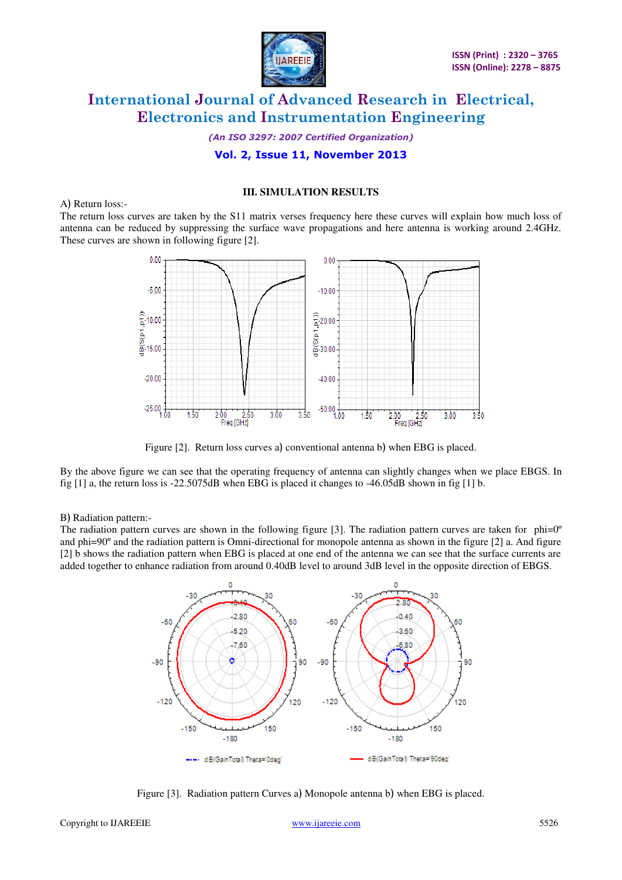## III. SIMULATION RESULTS

A) Return loss:-

The return loss curves are taken by the S11 matrix verses frequency here these curves will explain how much loss of antenna can be reduced by suppressing the surface wave propagations and here antenna is working around 2.4GHz. These curves are shown in following figure [2].

Figure [2]. Return loss curves a) conventional antenna b) when EBG is placed.

By the above figure we can see that the operating frequency of antenna can slightly changes when we place EBGS. In fig [1] a, the return loss is -22.5075dB when EBG is placed it changes to -46.05dB shown in fig [1] b.

B) Radiation pattern:-

The radiation pattern curves are shown in the following figure [3]. The radiation pattern curves are taken for phi=0º and phi=90º and the radiation pattern is Omni-directional for monopole antenna as shown in the figure [2] a. And figure [2] b shows the radiation pattern when EBG is placed at one end of the antenna we can see that the surface currents are added together to enhance radiation from around 0.40dB level to around 3dB level in the opposite direction of EBGS.

Figure [3]. Radiation pattern Curves a) Monopole antenna b) when EBG is placed.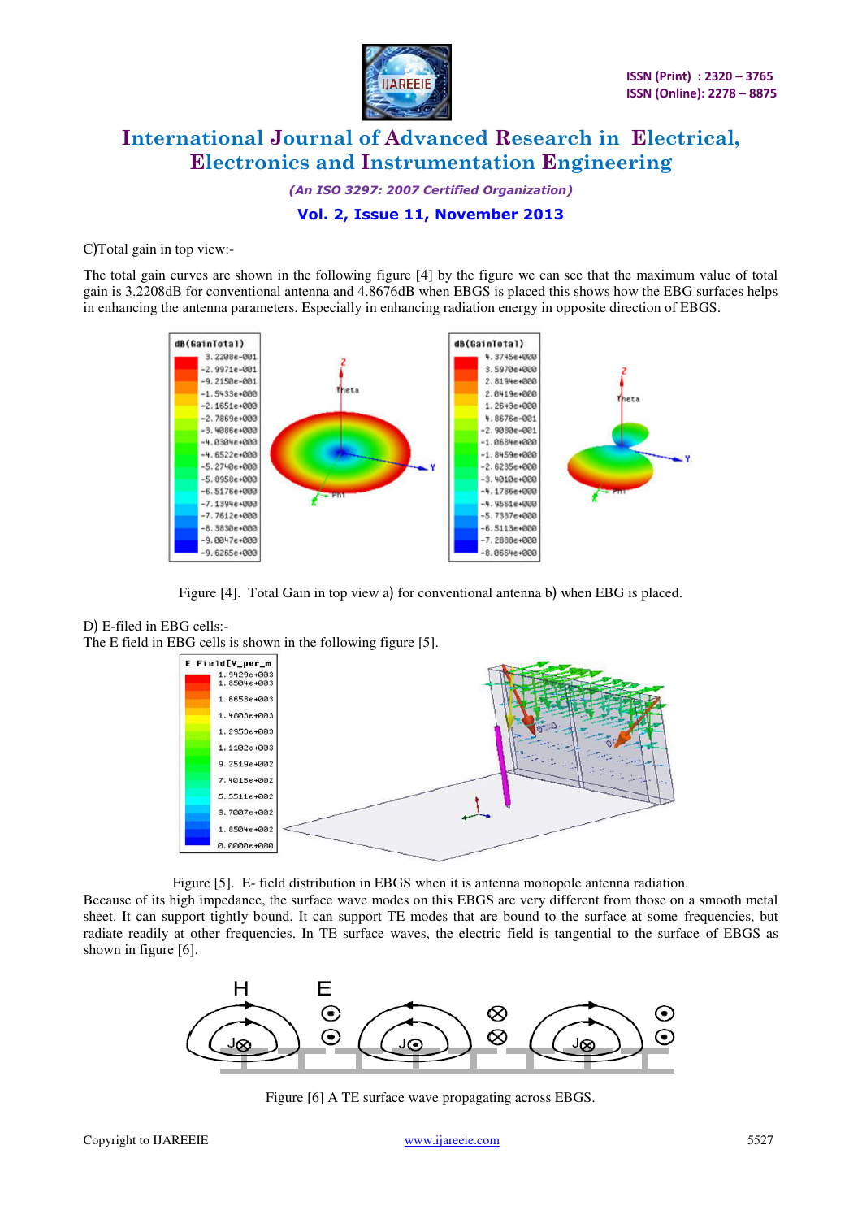C)Total gain in top view:-

The total gain curves are shown in the following figure [4] by the figure we can see that the maximum value of total gain is 3.2208dB for conventional antenna and 4.8676dB when EBGS is placed this shows how the EBG surfaces helps in enhancing the antenna parameters. Especially in enhancing radiation energy in opposite direction of EBGS.

Figure [4]. Total Gain in top view a) for conventional antenna b) when EBG is placed.

D) E-filed in EBG cells:-
The E field in EBG cells is shown in the following figure [5].

Figure [5]. E- field distribution in EBGS when it is antenna monopole antenna radiation.

Because of its high impedance, the surface wave modes on this EBGS are very different from those on a smooth metal sheet. It can support tightly bound, It can support TE modes that are bound to the surface at some frequencies, but radiate readily at other frequencies. In TE surface waves, the electric field is tangential to the surface of EBGS as shown in figure [6].

Figure [6] A TE surface wave propagating across EBGS.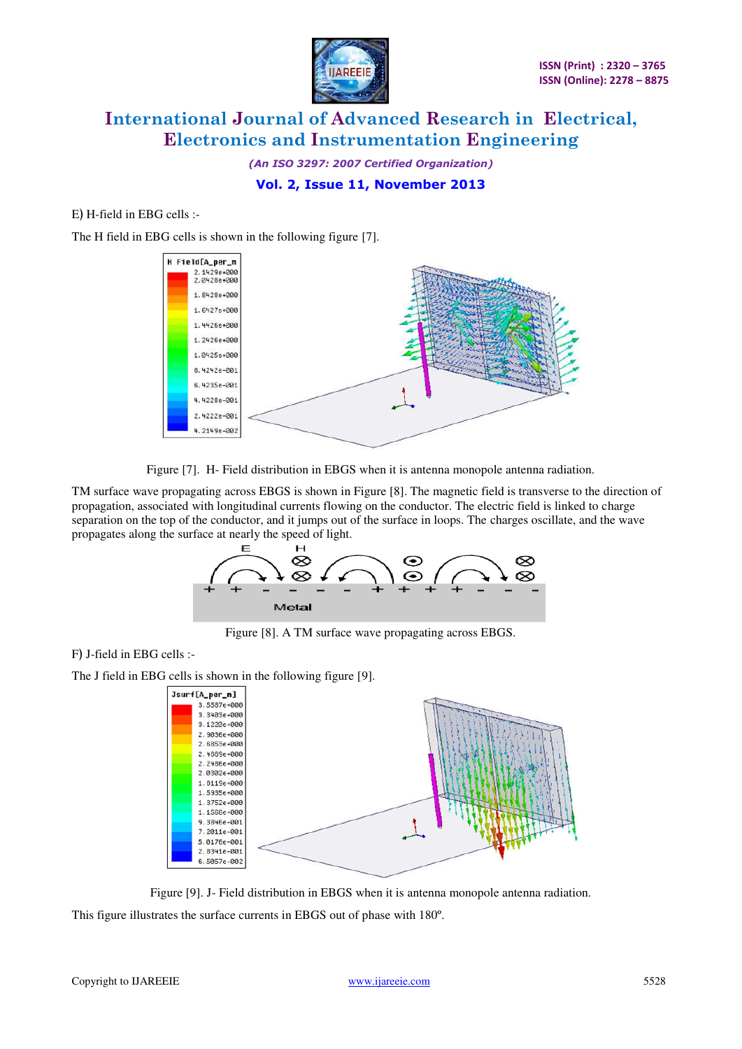E) H-field in EBG cells :-

The H field in EBG cells is shown in the following figure [7].

Figure [7]. H- Field distribution in EBGS when it is antenna monopole antenna radiation.

TM surface wave propagating across EBGS is shown in Figure [8]. The magnetic field is transverse to the direction of propagation, associated with longitudinal currents flowing on the conductor. The electric field is linked to charge separation on the top of the conductor, and it jumps out of the surface in loops. The charges oscillate, and the wave propagates along the surface at nearly the speed of light.

Figure [8]. A TM surface wave propagating across EBGS.

F) J-field in EBG cells :-

The J field in EBG cells is shown in the following figure [9].

Figure [9]. J- Field distribution in EBGS when it is antenna monopole antenna radiation.

This figure illustrates the surface currents in EBGS out of phase with 180º.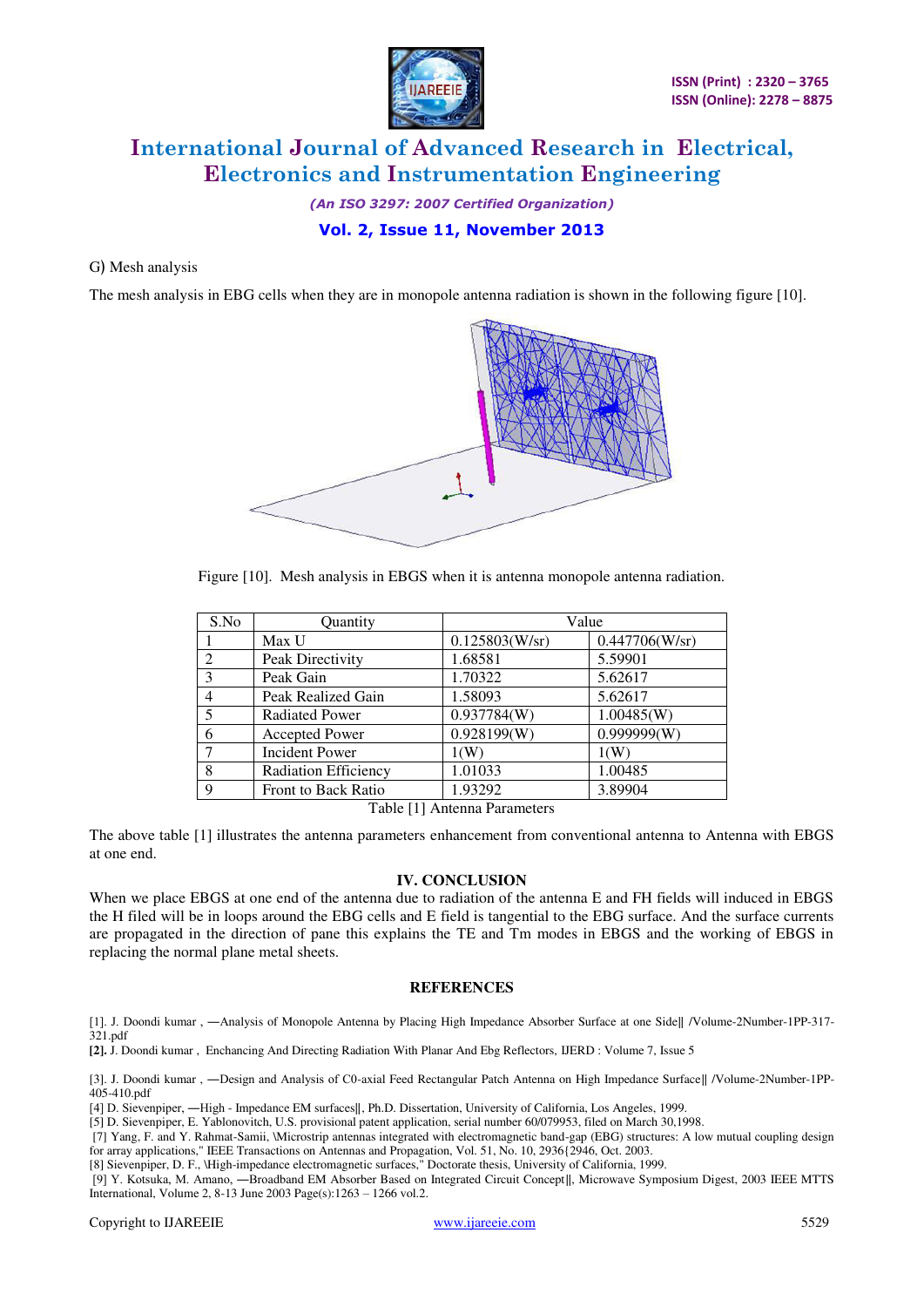G) Mesh analysis

The mesh analysis in EBG cells when they are in monopole antenna radiation is shown in the following figure [10].

Figure [10]. Mesh analysis in EBGS when it is antenna monopole antenna radiation.

| S.No | Quantity | Value | |
|---|---|---|---|
| 1 | Max U | 0.125803(W/sr) | 0.447706(W/sr) |
| 2 | Peak Directivity | 1.68581 | 5.59901 |
| 3 | Peak Gain | 1.70322 | 5.62617 |
| 4 | Peak Realized Gain | 1.58093 | 5.62617 |
| 5 | Radiated Power | 0.937784(W) | 1.00485(W) |
| 6 | Accepted Power | 0.928199(W) | 0.999999(W) |
| 7 | Incident Power | 1(W) | 1(W) |
| 8 | Radiation Efficiency | 1.01033 | 1.00485 |
| 9 | Front to Back Ratio | 1.93292 | 3.89904 |

Table [1] Antenna Parameters

The above table [1] illustrates the antenna parameters enhancement from conventional antenna to Antenna with EBGS at one end.

## IV. CONCLUSION

When we place EBGS at one end of the antenna due to radiation of the antenna E and FH fields will induced in EBGS the H filed will be in loops around the EBG cells and E field is tangential to the EBG surface. And the surface currents are propagated in the direction of pane this explains the TE and Tm modes in EBGS and the working of EBGS in replacing the normal plane metal sheets.

## REFERENCES

[1]. J. Doondi kumar , ―Analysis of Monopole Antenna by Placing High Impedance Absorber Surface at one Side‖ /Volume-2Number-1PP-317-321.pdf

**[2].** J. Doondi kumar , Enchancing And Directing Radiation With Planar And Ebg Reflectors, IJERD : Volume 7, Issue 5

[3]. J. Doondi kumar , ―Design and Analysis of C0-axial Feed Rectangular Patch Antenna on High Impedance Surface‖ /Volume-2Number-1PP-405-410.pdf

[4] D. Sievenpiper, ―High - Impedance EM surfaces‖, Ph.D. Dissertation, University of California, Los Angeles, 1999.

[5] D. Sievenpiper, E. Yablonovitch, U.S. provisional patent application, serial number 60/079953, filed on March 30,1998.

[7] Yang, F. and Y. Rahmat-Samii, \Microstrip antennas integrated with electromagnetic band-gap (EBG) structures: A low mutual coupling design for array applications," IEEE Transactions on Antennas and Propagation, Vol. 51, No. 10, 2936{2946, Oct. 2003.

[8] Sievenpiper, D. F., \High-impedance electromagnetic surfaces," Doctorate thesis, University of California, 1999.

[9] Y. Kotsuka, M. Amano, ―Broadband EM Absorber Based on Integrated Circuit Concept‖, Microwave Symposium Digest, 2003 IEEE MTTS International, Volume 2, 8-13 June 2003 Page(s):1263 – 1266 vol.2.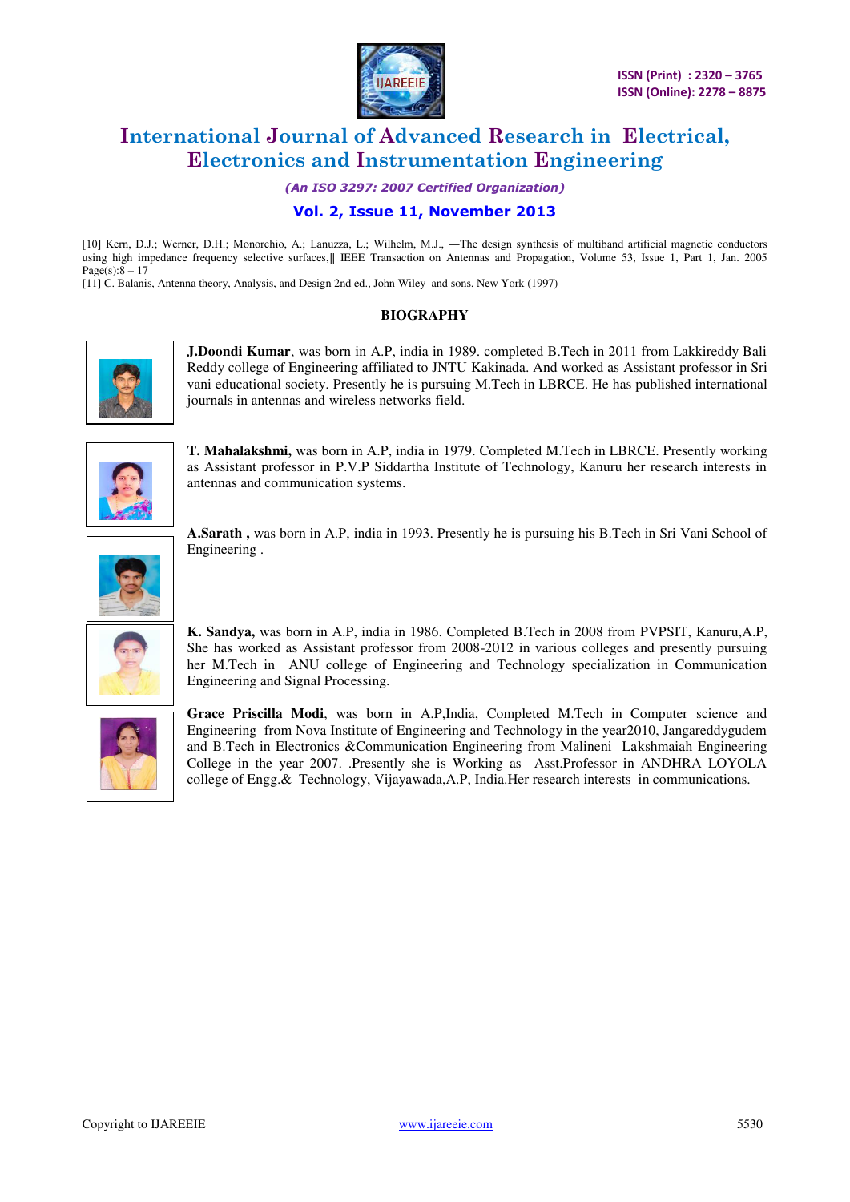[10] Kern, D.J.; Werner, D.H.; Monorchio, A.; Lanuzza, L.; Wilhelm, M.J., ―The design synthesis of multiband artificial magnetic conductors using high impedance frequency selective surfaces,‖ IEEE Transaction on Antennas and Propagation, Volume 53, Issue 1, Part 1, Jan. 2005 Page(s):8 – 17

[11] C. Balanis, Antenna theory, Analysis, and Design 2nd ed., John Wiley and sons, New York (1997)

## BIOGRAPHY

**J.Doondi Kumar**, was born in A.P, india in 1989. completed B.Tech in 2011 from Lakkireddy Bali Reddy college of Engineering affiliated to JNTU Kakinada. And worked as Assistant professor in Sri vani educational society. Presently he is pursuing M.Tech in LBRCE. He has published international journals in antennas and wireless networks field.

**T. Mahalakshmi,** was born in A.P, india in 1979. Completed M.Tech in LBRCE. Presently working as Assistant professor in P.V.P Siddartha Institute of Technology, Kanuru her research interests in antennas and communication systems.

**A.Sarath ,** was born in A.P, india in 1993. Presently he is pursuing his B.Tech in Sri Vani School of Engineering .

**K. Sandya,** was born in A.P, india in 1986. Completed B.Tech in 2008 from PVPSIT, Kanuru,A.P, She has worked as Assistant professor from 2008-2012 in various colleges and presently pursuing her M.Tech in ANU college of Engineering and Technology specialization in Communication Engineering and Signal Processing.

**Grace Priscilla Modi**, was born in A.P,India, Completed M.Tech in Computer science and Engineering from Nova Institute of Engineering and Technology in the year2010, Jangareddygudem and B.Tech in Electronics &Communication Engineering from Malineni Lakshmaiah Engineering College in the year 2007. .Presently she is Working as Asst.Professor in ANDHRA LOYOLA college of Engg.& Technology, Vijayawada,A.P, India.Her research interests in communications.